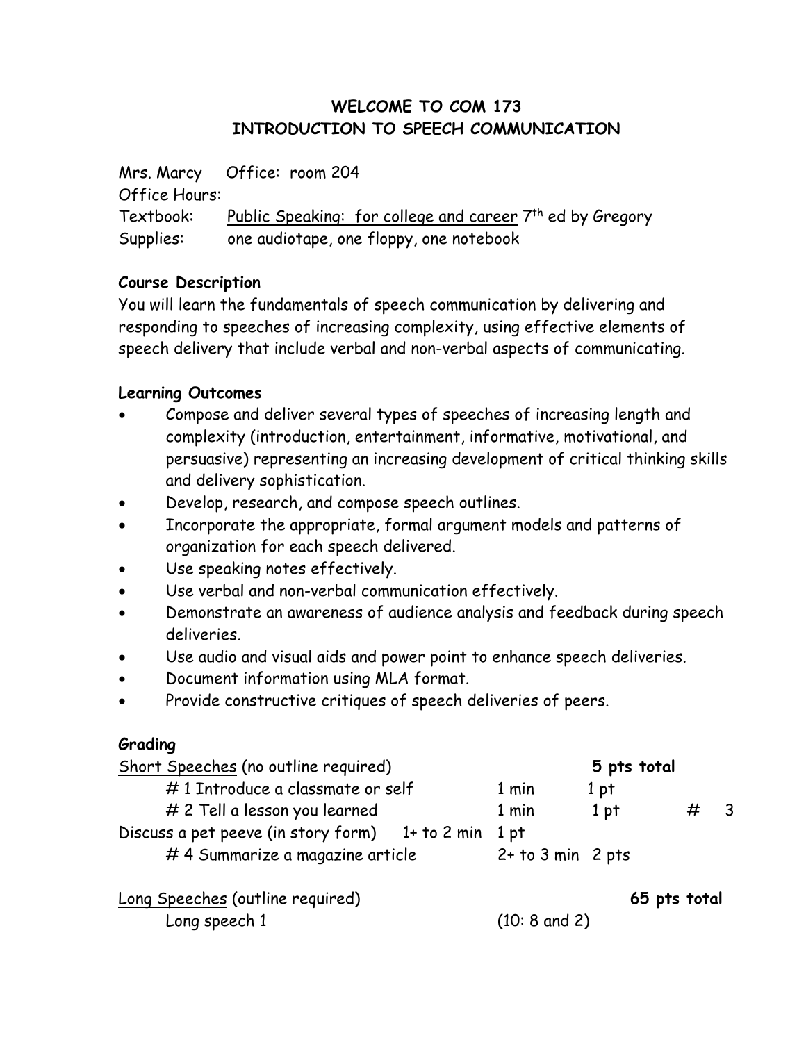# WELCOME TO COM 173
# INTRODUCTION TO SPEECH COMMUNICATION

Mrs. Marcy Office: room 204
Office Hours:
Textbook: Public Speaking: for college and career 7th ed by Gregory
Supplies: one audiotape, one floppy, one notebook

**Course Description**

You will learn the fundamentals of speech communication by delivering and responding to speeches of increasing complexity, using effective elements of speech delivery that include verbal and non-verbal aspects of communicating.

**Learning Outcomes**

- Compose and deliver several types of speeches of increasing length and complexity (introduction, entertainment, informative, motivational, and persuasive) representing an increasing development of critical thinking skills and delivery sophistication.
- Develop, research, and compose speech outlines.
- Incorporate the appropriate, formal argument models and patterns of organization for each speech delivered.
- Use speaking notes effectively.
- Use verbal and non-verbal communication effectively.
- Demonstrate an awareness of audience analysis and feedback during speech deliveries.
- Use audio and visual aids and power point to enhance speech deliveries.
- Document information using MLA format.
- Provide constructive critiques of speech deliveries of peers.

**Grading**

| Short Speeches (no outline required) | | 5 pts total |
|---|---|---|
| # 1 Introduce a classmate or self | 1 min | 1 pt |
| # 2 Tell a lesson you learned | 1 min | 1 pt |
| # 3 Discuss a pet peeve (in story form) | 1+ to 2 min | 1 pt |
| # 4 Summarize a magazine article | 2+ to 3 min | 2 pts |

| Long Speeches (outline required) | | 65 pts total |
|---|---|---|
| Long speech 1 | (10: 8 and 2) | |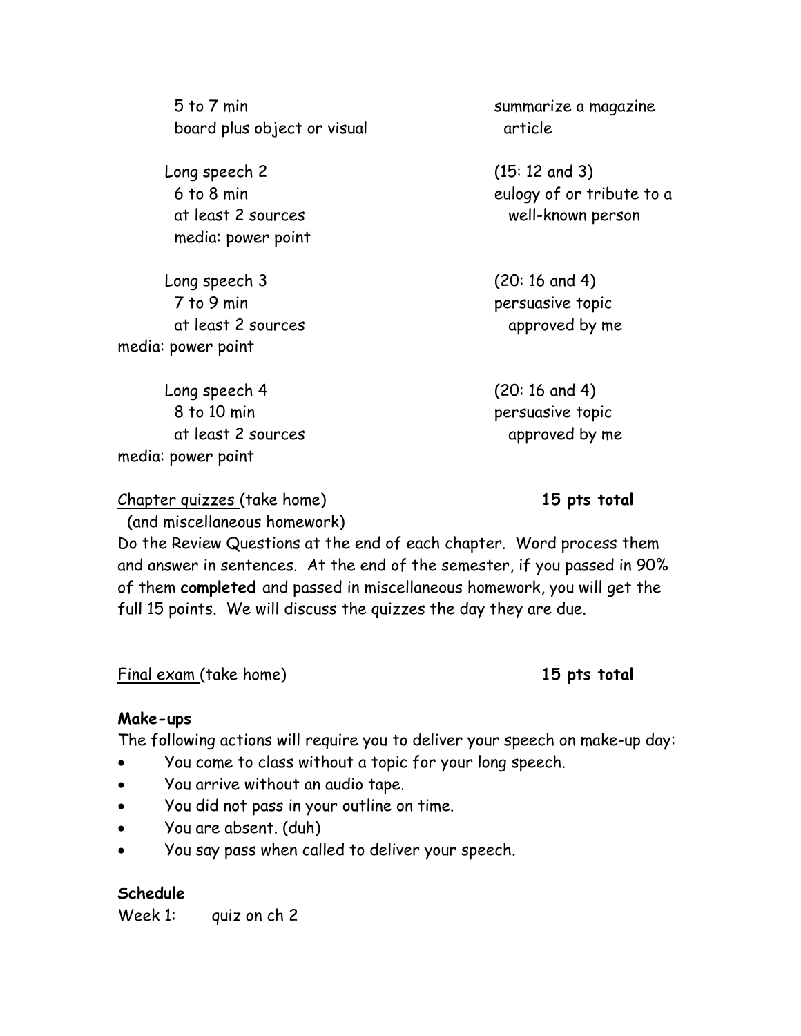5 to 7 min
board plus object or visual

summarize a magazine article

Long speech 2 (15: 12 and 3)
6 to 8 min
at least 2 sources
media: power point

eulogy of or tribute to a well-known person

Long speech 3 (20: 16 and 4)
7 to 9 min
at least 2 sources
media: power point

persuasive topic approved by me

Long speech 4 (20: 16 and 4)
8 to 10 min
at least 2 sources
media: power point

persuasive topic approved by me

Chapter quizzes (take home) **15 pts total**
(and miscellaneous homework)

Do the Review Questions at the end of each chapter. Word process them and answer in sentences. At the end of the semester, if you passed in 90% of them **completed** and passed in miscellaneous homework, you will get the full 15 points. We will discuss the quizzes the day they are due.

Final exam (take home) **15 pts total**

**Make-ups**

The following actions will require you to deliver your speech on make-up day:

- You come to class without a topic for your long speech.
- You arrive without an audio tape.
- You did not pass in your outline on time.
- You are absent. (duh)
- You say pass when called to deliver your speech.

**Schedule**

Week 1: quiz on ch 2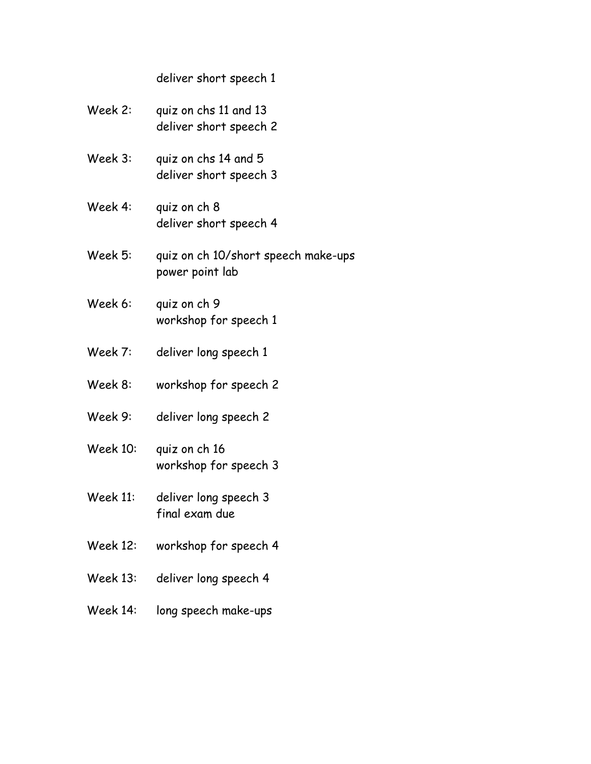deliver short speech 1

| | |
|---|---|
| Week 2: | quiz on chs 11 and 13<br>deliver short speech 2 |
| Week 3: | quiz on chs 14 and 5<br>deliver short speech 3 |
| Week 4: | quiz on ch 8<br>deliver short speech 4 |
| Week 5: | quiz on ch 10/short speech make-ups<br>power point lab |
| Week 6: | quiz on ch 9<br>workshop for speech 1 |
| Week 7: | deliver long speech 1 |
| Week 8: | workshop for speech 2 |
| Week 9: | deliver long speech 2 |
| Week 10: | quiz on ch 16<br>workshop for speech 3 |
| Week 11: | deliver long speech 3<br>final exam due |
| Week 12: | workshop for speech 4 |
| Week 13: | deliver long speech 4 |
| Week 14: | long speech make-ups |